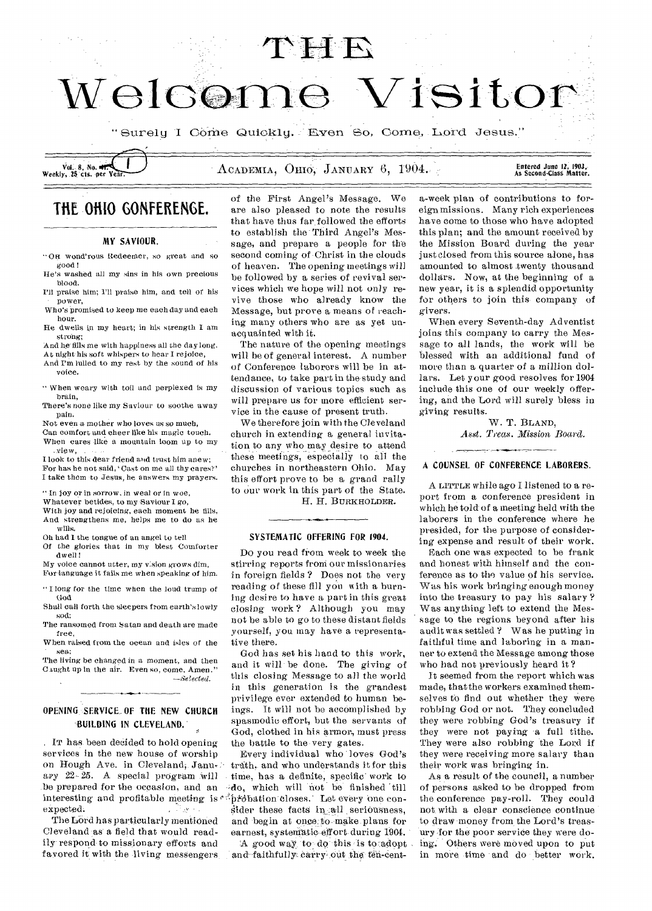# THE Welcome Visitor

"Surely I Come Quickly. Even So, Come, Lord Jesus."

Vol. 8, No. 1. Weekly, 25 cts. per Year. ACADEMIA, OHIO, JANUARY 6, 1904. Entered June 12, 1903, As Second-Class Matter.

## THE OHIO CONFERENCE.

### MY SAVIOUR.

"OH wond'rous Redeemer, so great and so good!
He's washed all my sins in his own precious blood.
I'll praise him; I'll praise him, and tell of his power,
Who's promised to keep me each day and each hour.
He dwells in my heart; in his strength I am strong;
And he fills me with happiness all the day long.
At night his soft whispers to hear I rejoice,
And I'm lulled to my rest by the sound of his voice.

"When weary with toil and perplexed is my brain,
There's none like my Saviour to soothe away pain.
Not even a mother who loves us so much,
Can comfort and cheer like his magic touch.
When cares like a mountain loom up to my view,
I look to this dear friend and trust him anew;
For has he not said, 'Cast on me all thy cares?'
I take them to Jesus, he answers my prayers.

"In joy or in sorrow, in weal or in woe,
Whatever betides, to my Saviour I go,
With joy and rejoicing, each moment he fills,
And strengthens me, helps me to do as he wills.
Oh had I the tongue of an angel to tell
Of the glories that in my blest Comforter dwell!
My voice cannot utter, my vision grows dim,
For language it fails me when speaking of him.

"I long for the time when the loud trump of God
Shall call forth the sleepers from earth's lowly sod;
The ransomed from Satan and death are made free,
When raised from the ocean and isles of the sea;
The living be changed in a moment, and then
Caught up in the air. Even so, come, Amen."

—*Selected.*

### OPENING SERVICE OF THE NEW CHURCH BUILDING IN CLEVELAND.

IT has been decided to hold opening services in the new house of worship on Hough Ave. in Cleveland, January 22-25. A special program will be prepared for the occasion, and an interesting and profitable meeting is expected.

The Lord has particularly mentioned Cleveland as a field that would readily respond to missionary efforts and favored it with the living messengers of the First Angel's Message. We are also pleased to note the results that have thus far followed the efforts to establish the Third Angel's Message, and prepare a people for the second coming of Christ in the clouds of heaven. The opening meetings will be followed by a series of revival services which we hope will not only revive those who already know the Message, but prove a means of reaching many others who are as yet unacquainted with it.

The nature of the opening meetings will be of general interest. A number of Conference laborers will be in attendance, to take part in the study and discussion of various topics such as will prepare us for more efficient service in the cause of present truth.

We therefore join with the Cleveland church in extending a general invitation to any who may desire to attend these meetings, especially to all the churches in northeastern Ohio. May this effort prove to be a grand rally to our work in this part of the State.

H. H. BURKHOLDER.

### SYSTEMATIC OFFERING FOR 1904.

Do you read from week to week the stirring reports from our missionaries in foreign fields? Does not the very reading of these fill you with a burning desire to have a part in this great closing work? Although you may not be able to go to these distant fields yourself, you may have a representative there.

God has set his hand to this work, and it will be done. The giving of this closing Message to all the world in this generation is the grandest privilege ever extended to human beings. It will not be accomplished by spasmodic effort, but the servants of God, clothed in his armor, must press the battle to the very gates.

Every individual who loves God's truth, and who understands it for this time, has a definite, specific work to do, which will not be finished till probation closes. Let every one consider these facts in all seriousness, and begin at once to make plans for earnest, systematic effort during 1904.

A good way to do this is to adopt and faithfully carry out the ten-cent-a-week plan of contributions to foreign missions. Many rich experiences have come to those who have adopted this plan; and the amount received by the Mission Board during the year just closed from this source alone, has amounted to almost twenty thousand dollars. Now, at the beginning of a new year, it is a splendid opportunity for others to join this company of givers.

When every Seventh-day Adventist joins this company to carry the Message to all lands, the work will be blessed with an additional fund of more than a quarter of a million dollars. Let your good resolves for 1904 include this one of our weekly offering, and the Lord will surely bless in giving results.

W. T. BLAND,
*Asst. Treas. Mission Board.*

### A COUNSEL OF CONFERENCE LABORERS.

A LITTLE while ago I listened to a report from a conference president in which he told of a meeting held with the laborers in the conference where he presided, for the purpose of considering expense and result of their work.

Each one was expected to be frank and honest with himself and the conference as to the value of his service. Was his work bringing enough money into the treasury to pay his salary? Was anything left to extend the Message to the regions beyond after his audit was settled? Was he putting in faithful time and laboring in a manner to extend the Message among those who had not previously heard it?

It seemed from the report which was made, that the workers examined themselves to find out whether they were robbing God or not. They concluded they were robbing God's treasury if they were not paying a full tithe. They were also robbing the Lord if they were receiving more salary than their work was bringing in.

As a result of the council, a number of persons asked to be dropped from the conference pay-roll. They could not with a clear conscience continue to draw money from the Lord's treasury for the poor service they were doing. Others were moved upon to put in more time and do better work.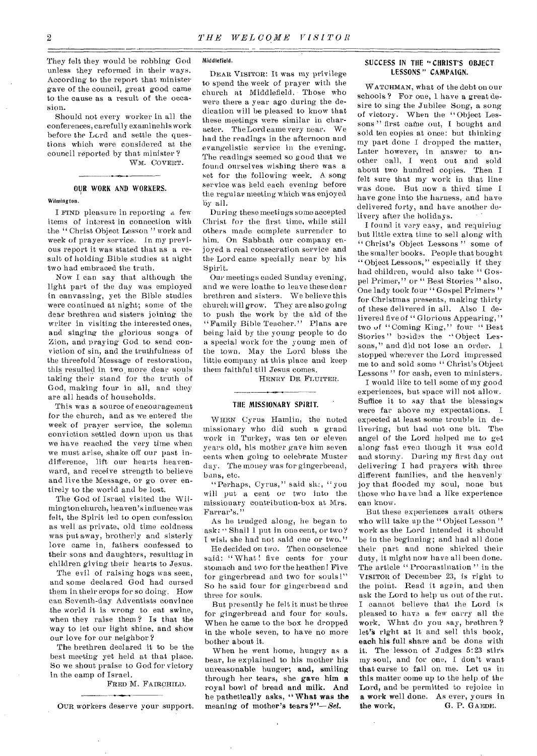They felt they would be robbing God unless they reformed in their ways. According to the report that minister gave of the council, great good came to the cause as a result of the occasion.

Should not every worker in all the conferences, carefully examine his work before the Lord and settle the questions which were considered at the council reported by that minister?

WM. COVERT.

## OUR WORK AND WORKERS.

**Wilmington.**

I FIND pleasure in reporting a few items of interest in connection with the "Christ Object Lesson" work and week of prayer service. In my previous report it was stated that as a result of holding Bible studies at night two had embraced the truth.

Now I can say that although the light part of the day was employed in canvassing, yet the Bible studies were continued at night; some of the dear brethren and sisters joining the writer in visiting the interested ones, and singing the glorious songs of Zion, and praying God to send conviction of sin, and the truthfulness of the threefold Message of restoration, this resulted in two more dear souls taking their stand for the truth of God, making four in all, and they are all heads of households.

This was a source of encouragement for the church, and as we entered the week of prayer service, the solemn conviction settled down upon us that we have reached the very time when we must arise, shake off our past indifference, lift our hearts heavenward, and receive strength to believe and live the Message, or go over entirely to the world and be lost.

The God of Israel visited the Wilmington church, heaven's influence was felt, the Spirit led to open confession as well as private, old time coldness was put away, brotherly and sisterly love came in, fathers confessed to their sons and daughters, resulting in children giving their hearts to Jesus.

The evil of raising hogs was seen, and some declared God had cursed them in their crops for so doing. How can Seventh-day Adventists convince the world it is wrong to eat swine, when they raise them? Is that the way to let our light shine, and show our love for our neighbor?

The brethren declared it to be the best meeting yet held at that place. So we shout praise to God for victory in the camp of Israel.

FRED M. FAIRCHILD.

OUR workers deserve your support.

**Middlefield.**

DEAR VISITOR: It was my privilege to spend the week of prayer with the church at Middlefield. Those who were there a year ago during the dedication will be pleased to know that these meetings were similar in character. The Lord came very near. We had the readings in the afternoon and evangelistic service in the evening. The readings seemed so good that we found ourselves wishing there was a set for the following week. A song service was held each evening before the regular meeting which was enjoyed by all.

During these meetings some accepted Christ for the first time, while still others made complete surrender to him. On Sabbath our company enjoyed a real consecration service and the Lord came specially near by his Spirit.

Our meetings ended Sunday evening, and we were loathe to leave these dear brethren and sisters. We believe this church will grow. They are also going to push the work by the aid of the "Family Bible Teacher." Plans are being laid by the young people to do a special work for the young men of the town. May the Lord bless the little company at this place and keep them faithful till Jesus comes.

HENRY DE FLUITER.

## THE MISSIONARY SPIRIT.

WHEN Cyrus Hamlin, the noted missionary who did such a grand work in Turkey, was ten or eleven years old, his mother gave him seven cents when going to celebrate Muster day. The money was for gingerbread, buns, etc.

"Perhaps, Cyrus," said she, "you will put a cent or two into the missionary contribution-box at Mrs. Farrar's."

As he trudged along, he began to ask: "Shall I put in one cent, or two? I wish she had not said one or two."

He decided on two. Then conscience said: "What! five cents for your stomach and two for the heathen! Five for gingerbread and two for souls!" So he said four for gingerbread and three for souls.

But presently he felt it must be three for gingerbread and four for souls. When he came to the box he dropped in the whole seven, to have no more bother about it.

When he went home, hungry as a bear, he explained to his mother his unreasonable hunger; **and, smiling through her tears, she gave him a royal bowl of bread and milk. And he pathetically asks, "What was the meaning of mother's tears?"**—*Sel.*

## SUCCESS IN THE "CHRIST'S OBJECT LESSONS" CAMPAIGN.

WATCHMAN, what of the debt on our schools? For one, I have a great desire to sing the Jubilee Song, a song of victory. When the "Object Lessons" first came out, I bought and sold ten copies at once: but thinking my part done I dropped the matter, Later however, in answer to another call, I went out and sold about two hundred copies. Then I felt sure that my work in that line was done. But now a third time I have gone into the harness, and have delivered forty, and have another delivery after the holidays.

I found it very easy, and requiring but little extra time to sell along with "Christ's Object Lessons" some of the smaller books. People that bought "Object Lessons," especially if they had children, would also take "Gospel Primer," or "Best Stories" also. One lady took four "Gospel Primers" for Christmas presents, making thirty of these delivered in all. Also I delivered five of "Glorious Appearing," two of "Coming King," four "Best Stories" besides the "Object Lessons," and did not lose an order. I stopped wherever the Lord impressed me to and sold some "Christ's Object Lessons" for cash, even to ministers.

I would like to tell some of my good experiences, but space will not allow. Suffice it to say that the blessings were far above my expectations. I expected at least some trouble in delivering, but had not one bit. The angel of the Lord helped me to get along fast even though it was cold and stormy. During my first day out delivering I had prayers with three different families, and the heavenly joy that flooded my soul, none but those who have had a like experience can know.

But these experiences await others who will take up the "Object Lesson" work as the Lord intended it should be in the beginning; and had all done their part and none shirked their duty, it might now have all been done. The article "Procrastination" in the VISITOR of December 23, is right to the point. Read it again, and then ask the Lord to help us out of the rut. I cannot believe that the Lord is pleased to have a few carry all the work. What do you say, brethren? let's right at it and sell this book, **each his full share** and be done with it. The lesson of Judges 5:23 stirs my soul, and for one, I don't want **that curse to fall on me.** Let us in this matter come up to the help of the Lord, and be permitted to rejoice in **a work well done.** As ever, yours in **the work,**

G. P. GAEDE.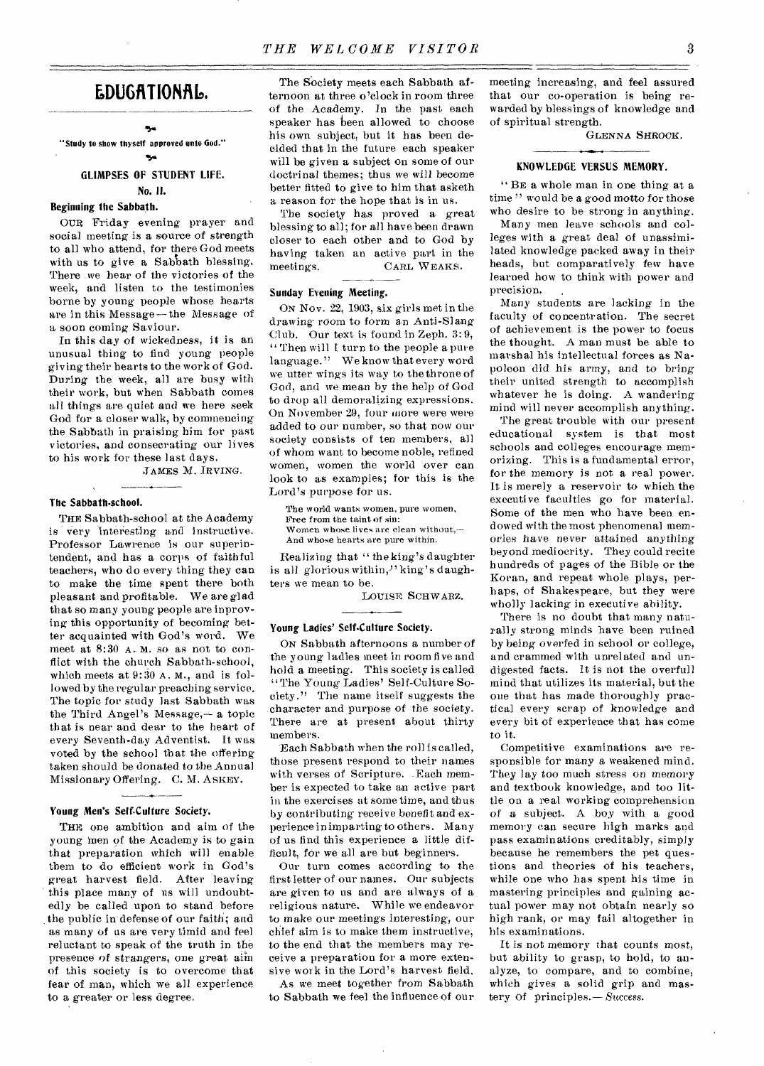# EDUCATIONAL.

"Study to show thyself approved unto God."

## GLIMPSES OF STUDENT LIFE.

### No. II.

#### Beginning the Sabbath.

OUR Friday evening prayer and social meeting is a source of strength to all who attend, for there God meets with us to give a Sabbath blessing. There we hear of the victories of the week, and listen to the testimonies borne by young people whose hearts are in this Message — the Message of a soon coming Saviour.

In this day of wickedness, it is an unusual thing to find young people giving their hearts to the work of God. During the week, all are busy with their work, but when Sabbath comes all things are quiet and we here seek God for a closer walk, by commencing the Sabbath in praising him for past victories, and consecrating our lives to his work for these last days.

JAMES M. IRVING.

#### The Sabbath-school.

THE Sabbath-school at the Academy is very interesting and instructive. Professor Lawrence is our superintendent, and has a corps of faithful teachers, who do every thing they can to make the time spent there both pleasant and profitable. We are glad that so many young people are inproving this opportunity of becoming better acquainted with God's word. We meet at 8:30 A. M. so as not to conflict with the church Sabbath-school, which meets at 9:30 A. M., and is followed by the regular preaching service. The topic for study last Sabbath was the Third Angel's Message,— a topic that is near and dear to the heart of every Seventh-day Adventist. It was voted by the school that the offering taken should be donated to the Annual Missionary Offering. C. M. ASKEY.

#### Young Men's Self-Culture Society.

THE one ambition and aim of the young men of the Academy is to gain that preparation which will enable them to do efficient work in God's great harvest field. After leaving this place many of us will undoubtedly be called upon to stand before the public in defense of our faith; and as many of us are very timid and feel reluctant to speak of the truth in the presence of strangers, one great aim of this society is to overcome that fear of man, which we all experience to a greater or less degree.

The Society meets each Sabbath afternoon at three o'clock in room three of the Academy. In the past each speaker has been allowed to choose his own subject, but it has been decided that in the future each speaker will be given a subject on some of our doctrinal themes; thus we will become better fitted to give to him that asketh a reason for the hope that is in us.

The society has proved a great blessing to all; for all have been drawn closer to each other and to God by having taken an active part in the meetings. CARL WEAKS.

#### Sunday Evening Meeting.

ON Nov. 22, 1903, six girls met in the drawing room to form an Anti-Slang Club. Our text is found in Zeph. 3: 9, "Then will I turn to the people a pure language." We know that every word we utter wings its way to the throne of God, and we mean by the help of God to drop all demoralizing expressions. On November 29, four more were added to our number, so that now our society consists of ten members, all of whom want to become noble, refined women, women the world over can look to as examples; for this is the Lord's purpose for us.

> The world wants women, pure women,
> Free from the taint of sin:
> Women whose lives are clean without,—
> And whose hearts are pure within.

Realizing that "the king's daughter is all glorious within," king's daughters we mean to be.

LOUISE SCHWARZ.

#### Young Ladies' Self-Culture Society.

ON Sabbath afternoons a number of the young ladies meet in room five and hold a meeting. This society is called "The Young Ladies' Self-Culture Society." The name itself suggests the character and purpose of the society. There are at present about thirty members.

Each Sabbath when the roll is called, those present respond to their names with verses of Scripture. Each member is expected to take an active part in the exercises at some time, and thus by contributing receive benefit and experience in imparting to others. Many of us find this experience a little difficult, for we all are but beginners.

Our turn comes according to the first letter of our names. Our subjects are given to us and are always of a religious nature. While we endeavor to make our meetings interesting, our chief aim is to make them instructive, to the end that the members may receive a preparation for a more extensive work in the Lord's harvest field.

As we meet together from Sabbath to Sabbath we feel the influence of our meeting increasing, and feel assured that our co-operation is being rewarded by blessings of knowledge and of spiritual strength.

GLENNA SHROCK.

## KNOWLEDGE VERSUS MEMORY.

"BE a whole man in one thing at a time" would be a good motto for those who desire to be strong in anything.

Many men leave schools and colleges with a great deal of unassimilated knowledge packed away in their heads, but comparatively few have learned how to think with power and precision.

Many students are lacking in the faculty of concentration. The secret of achievement is the power to focus the thought. A man must be able to marshal his intellectual forces as Napoleon did his army, and to bring their united strength to accomplish whatever he is doing. A wandering mind will never accomplish anything.

The great trouble with our present educational system is that most schools and colleges encourage memorizing. This is a fundamental error, for the memory is not a real power. It is merely a reservoir to which the executive faculties go for material. Some of the men who have been endowed with the most phenomenal memories have never attained anything beyond mediocrity. They could recite hundreds of pages of the Bible or the Koran, and repeat whole plays, perhaps, of Shakespeare, but they were wholly lacking in executive ability.

There is no doubt that many naturally strong minds have been ruined by being overfed in school or college, and crammed with unrelated and undigested facts. It is not the overfull mind that utilizes its material, but the one that has made thoroughly practical every scrap of knowledge and every bit of experience that has come to it.

Competitive examinations are responsible for many a weakened mind. They lay too much stress on memory and textbook knowledge, and too little on a real working comprehension of a subject. A boy with a good memory can secure high marks and pass examinations creditably, simply because he remembers the pet questions and theories of his teachers, while one who has spent his time in mastering principles and gaining actual power may not obtain nearly so high rank, or may fail altogether in his examinations.

It is not memory that counts most, but ability to grasp, to hold, to analyze, to compare, and to combine, which gives a solid grip and mastery of principles.— *Success.*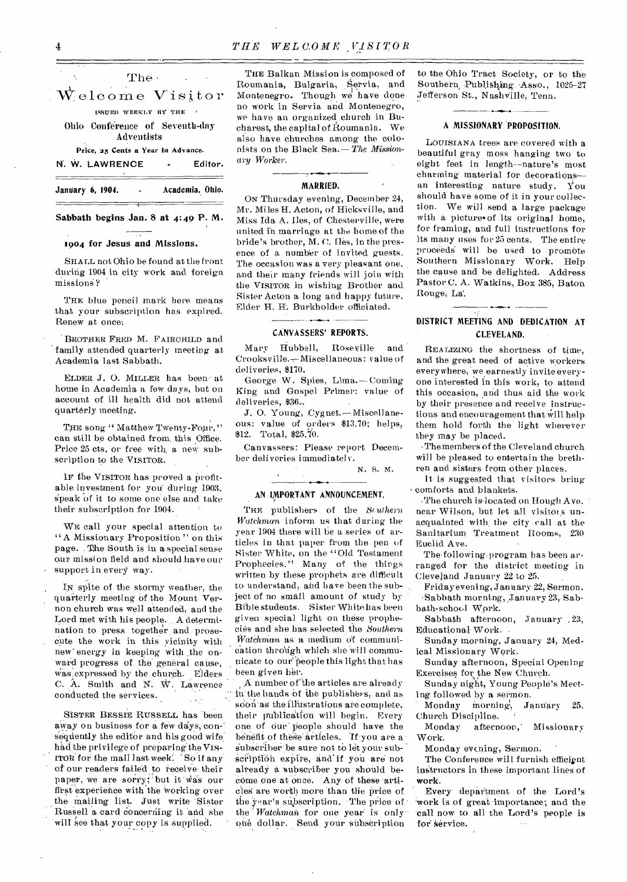# The Welcome Visitor

ISSUED WEEKLY BY THE

Ohio Conference of Seventh-day Adventists

Price, 25 Cents a Year in Advance.

N. W. LAWRENCE - Editor.

January 6, 1904. - Academia, Ohio.

**Sabbath begins Jan. 8 at 4:49 P. M.**

### 1904 for Jesus and Missions.

SHALL not Ohio be found at the front during 1904 in city work and foreign missions?

THE blue pencil mark here means that your subscription has expired. Renew at once.

BROTHER FRED M. FAIRCHILD and family attended quarterly meeting at Academia last Sabbath.

ELDER J. O. MILLER has been at home in Academia a few days, but on account of ill health did not attend quarterly meeting.

THE song "Matthew Twenty-Four," can still be obtained from this Office. Price 25 cts. or free with a new subscription to the VISITOR.

IF the VISITOR has proved a profitable investment for you during 1903, speak of it to some one else and take their subscription for 1904.

WE call your special attention to "A Missionary Proposition" on this page. The South is in a special sense our mission field and should have our support in every way.

IN spite of the stormy weather, the quarterly meeting of the Mount Vernon church was well attended, and the Lord met with his people. A determination to press together and prosecute the work in this vicinity with new energy in keeping with the onward progress of the general cause, was expressed by the church. Elders C. A. Smith and N. W. Lawrence conducted the services.

SISTER BESSIE RUSSELL has been away on business for a few days, consequently the editor and his good wife had the privilege of preparing the VISITOR for the mail last week. So if any of our readers failed to receive their paper, we are sorry; but it was our first experience with the working over the mailing list. Just write Sister Russell a card concerning it and she will see that your copy is supplied.

THE Balkan Mission is composed of Roumania, Bulgaria, Servia, and Montenegro. Though we have done no work in Servia and Montenegro, we have an organized church in Bucharest, the capital of Roumania. We also have churches among the colonists on the Black Sea.—*The Missionary Worker.*

### MARRIED.

ON Thursday evening, December 24, Mr. Miles H. Acton, of Hicksville, and Miss Ida A. Iles, of Chesterville, were united in marriage at the home of the bride's brother, M. C. Iles, in the presence of a number of invited guests. The occasion was a very pleasant one, and their many friends will join with the VISITOR in wishing Brother and Sister Acton a long and happy future. Elder H. H. Burkholder officiated.

### CANVASSERS' REPORTS.

Mary Hubbell, Roseville and Crooksville.—Miscellaneous: value of deliveries, $170.

George W. Spies, Lima.—Coming King and Gospel Primer: value of deliveries, $36.

J. O. Young, Cygnet.—Miscellaneous: value of orders $13.70; helps, $12. Total, $25.70.

Canvassers: Please report December deliveries immediately.

N. S. M.

### AN IMPORTANT ANNOUNCEMENT.

THE publishers of the *Southern Watchman* inform us that during the year 1904 there will be a series of articles in that paper from the pen of Sister White, on the "Old Testament Prophecies." Many of the things written by these prophets are difficult to understand, and have been the subject of no small amount of study by Bible students. Sister White has been given special light on these prophecies and she has selected the *Southern Watchman* as a medium of communication through which she will communicate to our people this light that has been given her.

A number of the articles are already in the hands of the publishers, and as soon as the illustrations are complete, their publication will begin. Every one of our people should have the benefit of these articles. If you are a subscriber be sure not to let your subscription expire, and if you are not already a subscriber you should become one at once. Any of these articles are worth more than the price of the year's subscription. The price of the *Watchman* for one year is only one dollar. Send your subscription to the Ohio Tract Society, or to the Southern Publishing Asso., 1025-27 Jefferson St., Nashville, Tenn.

### A MISSIONARY PROPOSITION.

LOUISIANA trees are covered with a beautiful gray moss hanging two to eight feet in length—nature's most charming material for decorations—an interesting nature study. You should have some of it in your collection. We will send a large package with a picture of its original home, for framing, and full instructions for its many uses for 25 cents. The entire proceeds will be used to promote Southern Missionary Work. Help the cause and be delighted. Address Pastor C. A. Watkins, Box 385, Baton Rouge, La.

### DISTRICT MEETING AND DEDICATION AT CLEVELAND.

REALIZING the shortness of time, and the great need of active workers everywhere, we earnestly invite everyone interested in this work, to attend this occasion, and thus aid the work by their presence and receive instructions and encouragement that will help them hold forth the light wherever they may be placed.

The members of the Cleveland church will be pleased to entertain the brethren and sisters from other places.

It is suggested that visitors bring comforts and blankets.

The church is located on Hough Ave. near Wilson, but let all visitors unacquainted with the city call at the Sanitarium Treatment Rooms, 230 Euclid Ave.

The following program has been arranged for the district meeting in Cleveland January 22 to 25.

Friday evening, January 22, Sermon.

Sabbath morning, January 23, Sabbath-school Work.

Sabbath afternoon, January 23, Educational Work.

Sunday morning, January 24, Medical Missionary Work.

Sunday afternoon, Special Opening Exercises for the New Church.

Sunday night, Young People's Meeting followed by a sermon.

Monday morning, January 25, Church Discipline.

Monday afternoon, Missionary Work.

Monday evening, Sermon.

The Conference will furnish efficient instructors in these important lines of work.

Every department of the Lord's work is of great importance; and the call now to all the Lord's people is for service.